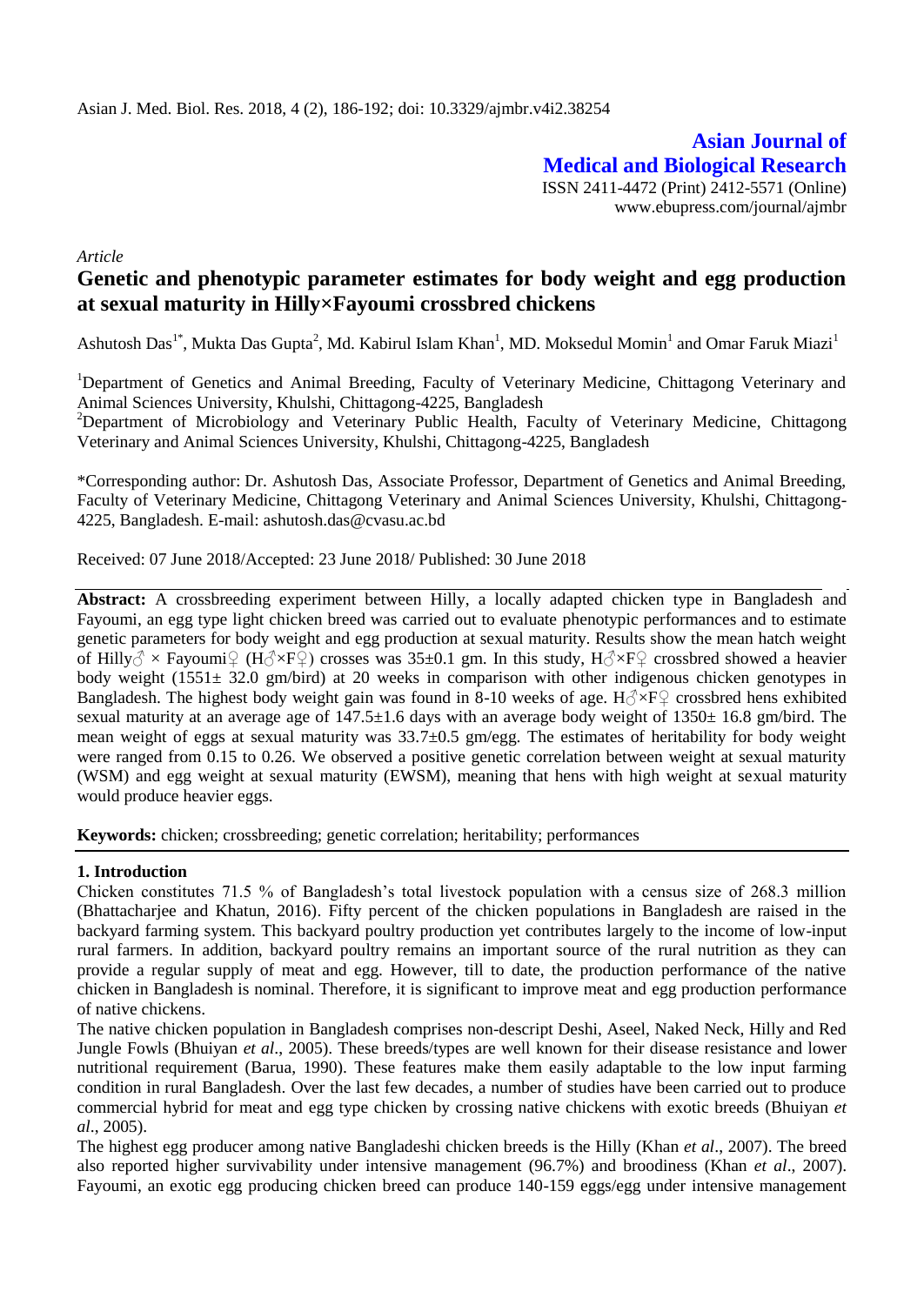**Asian Journal of Medical and Biological Research**

ISSN 2411-4472 (Print) 2412-5571 (Online)
www.ebupress.com/journal/ajmbr

*Article*

# Genetic and phenotypic parameter estimates for body weight and egg production at sexual maturity in Hilly×Fayoumi crossbred chickens

Ashutosh Das[1*], Mukta Das Gupta[2], Md. Kabirul Islam Khan[1], MD. Moksedul Momin[1] and Omar Faruk Miazi[1]

[1]Department of Genetics and Animal Breeding, Faculty of Veterinary Medicine, Chittagong Veterinary and Animal Sciences University, Khulshi, Chittagong-4225, Bangladesh

[2]Department of Microbiology and Veterinary Public Health, Faculty of Veterinary Medicine, Chittagong Veterinary and Animal Sciences University, Khulshi, Chittagong-4225, Bangladesh

*Corresponding author: Dr. Ashutosh Das, Associate Professor, Department of Genetics and Animal Breeding, Faculty of Veterinary Medicine, Chittagong Veterinary and Animal Sciences University, Khulshi, Chittagong-4225, Bangladesh. E-mail: ashutosh.das@cvasu.ac.bd

Received: 07 June 2018/Accepted: 23 June 2018/ Published: 30 June 2018

**Abstract:** A crossbreeding experiment between Hilly, a locally adapted chicken type in Bangladesh and Fayoumi, an egg type light chicken breed was carried out to evaluate phenotypic performances and to estimate genetic parameters for body weight and egg production at sexual maturity. Results show the mean hatch weight of Hilly♂ × Fayoumi♀ (H♂×F♀) crosses was 35±0.1 gm. In this study, H♂×F♀ crossbred showed a heavier body weight (1551± 32.0 gm/bird) at 20 weeks in comparison with other indigenous chicken genotypes in Bangladesh. The highest body weight gain was found in 8-10 weeks of age. H♂×F♀ crossbred hens exhibited sexual maturity at an average age of 147.5±1.6 days with an average body weight of 1350± 16.8 gm/bird. The mean weight of eggs at sexual maturity was 33.7±0.5 gm/egg. The estimates of heritability for body weight were ranged from 0.15 to 0.26. We observed a positive genetic correlation between weight at sexual maturity (WSM) and egg weight at sexual maturity (EWSM), meaning that hens with high weight at sexual maturity would produce heavier eggs.

**Keywords:** chicken; crossbreeding; genetic correlation; heritability; performances

## 1. Introduction

Chicken constitutes 71.5 % of Bangladesh's total livestock population with a census size of 268.3 million (Bhattacharjee and Khatun, 2016). Fifty percent of the chicken populations in Bangladesh are raised in the backyard farming system. This backyard poultry production yet contributes largely to the income of low-input rural farmers. In addition, backyard poultry remains an important source of the rural nutrition as they can provide a regular supply of meat and egg. However, till to date, the production performance of the native chicken in Bangladesh is nominal. Therefore, it is significant to improve meat and egg production performance of native chickens.

The native chicken population in Bangladesh comprises non-descript Deshi, Aseel, Naked Neck, Hilly and Red Jungle Fowls (Bhuiyan *et al*., 2005). These breeds/types are well known for their disease resistance and lower nutritional requirement (Barua, 1990). These features make them easily adaptable to the low input farming condition in rural Bangladesh. Over the last few decades, a number of studies have been carried out to produce commercial hybrid for meat and egg type chicken by crossing native chickens with exotic breeds (Bhuiyan *et al*., 2005).

The highest egg producer among native Bangladeshi chicken breeds is the Hilly (Khan *et al*., 2007). The breed also reported higher survivability under intensive management (96.7%) and broodiness (Khan *et al*., 2007). Fayoumi, an exotic egg producing chicken breed can produce 140-159 eggs/egg under intensive management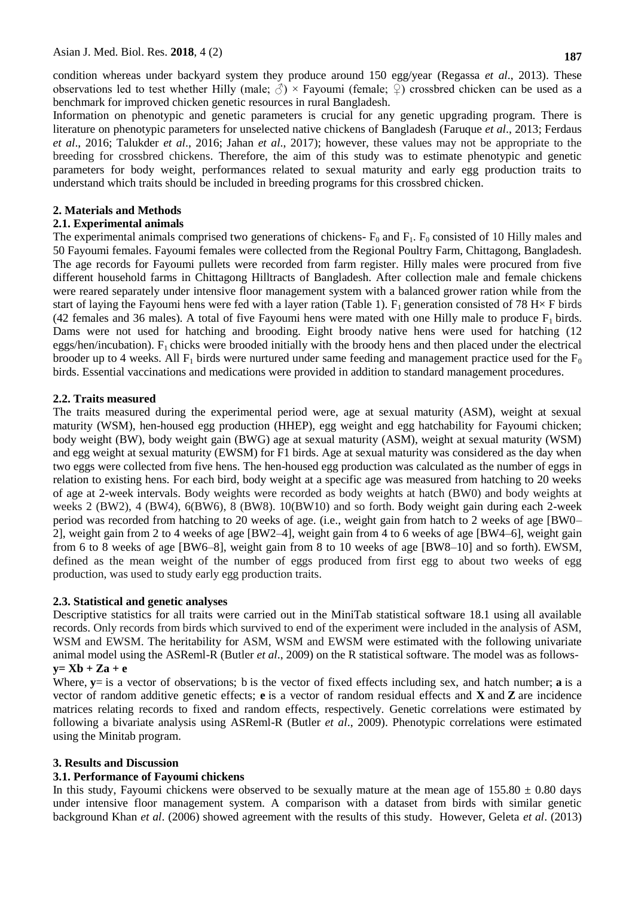condition whereas under backyard system they produce around 150 egg/year (Regassa *et al*., 2013). These observations led to test whether Hilly (male; ♂) × Fayoumi (female; ♀) crossbred chicken can be used as a benchmark for improved chicken genetic resources in rural Bangladesh.

Information on phenotypic and genetic parameters is crucial for any genetic upgrading program. There is literature on phenotypic parameters for unselected native chickens of Bangladesh (Faruque *et al*., 2013; Ferdaus *et al*., 2016; Talukder *et al*., 2016; Jahan *et al*., 2017); however, these values may not be appropriate to the breeding for crossbred chickens. Therefore, the aim of this study was to estimate phenotypic and genetic parameters for body weight, performances related to sexual maturity and early egg production traits to understand which traits should be included in breeding programs for this crossbred chicken.

## 2. Materials and Methods

### 2.1. Experimental animals

The experimental animals comprised two generations of chickens- $F_0$ and $F_1$. $F_0$ consisted of 10 Hilly males and 50 Fayoumi females. Fayoumi females were collected from the Regional Poultry Farm, Chittagong, Bangladesh. The age records for Fayoumi pullets were recorded from farm register. Hilly males were procured from five different household farms in Chittagong Hilltracts of Bangladesh. After collection male and female chickens were reared separately under intensive floor management system with a balanced grower ration while from the start of laying the Fayoumi hens were fed with a layer ration (Table 1). $F_1$ generation consisted of 78 H× F birds (42 females and 36 males). A total of five Fayoumi hens were mated with one Hilly male to produce $F_1$ birds. Dams were not used for hatching and brooding. Eight broody native hens were used for hatching (12 eggs/hen/incubation). $F_1$ chicks were brooded initially with the broody hens and then placed under the electrical brooder up to 4 weeks. All $F_1$ birds were nurtured under same feeding and management practice used for the $F_0$ birds. Essential vaccinations and medications were provided in addition to standard management procedures.

### 2.2. Traits measured

The traits measured during the experimental period were, age at sexual maturity (ASM), weight at sexual maturity (WSM), hen-housed egg production (HHEP), egg weight and egg hatchability for Fayoumi chicken; body weight (BW), body weight gain (BWG) age at sexual maturity (ASM), weight at sexual maturity (WSM) and egg weight at sexual maturity (EWSM) for F1 birds. Age at sexual maturity was considered as the day when two eggs were collected from five hens. The hen-housed egg production was calculated as the number of eggs in relation to existing hens. For each bird, body weight at a specific age was measured from hatching to 20 weeks of age at 2-week intervals. Body weights were recorded as body weights at hatch (BW0) and body weights at weeks 2 (BW2), 4 (BW4), 6(BW6), 8 (BW8). 10(BW10) and so forth. Body weight gain during each 2-week period was recorded from hatching to 20 weeks of age. (i.e., weight gain from hatch to 2 weeks of age [BW0–2], weight gain from 2 to 4 weeks of age [BW2–4], weight gain from 4 to 6 weeks of age [BW4–6], weight gain from 6 to 8 weeks of age [BW6–8], weight gain from 8 to 10 weeks of age [BW8–10] and so forth). EWSM, defined as the mean weight of the number of eggs produced from first egg to about two weeks of egg production, was used to study early egg production traits.

### 2.3. Statistical and genetic analyses

Descriptive statistics for all traits were carried out in the MiniTab statistical software 18.1 using all available records. Only records from birds which survived to end of the experiment were included in the analysis of ASM, WSM and EWSM. The heritability for ASM, WSM and EWSM were estimated with the following univariate animal model using the ASReml-R (Butler *et al*., 2009) on the R statistical software. The model was as follows-

$$\mathbf{y} = \mathbf{Xb} + \mathbf{Za} + \mathbf{e}$$

Where, **y**= is a vector of observations; b is the vector of fixed effects including sex, and hatch number; **a** is a vector of random additive genetic effects; **e** is a vector of random residual effects and **X** and **Z** are incidence matrices relating records to fixed and random effects, respectively. Genetic correlations were estimated by following a bivariate analysis using ASReml-R (Butler *et al*., 2009). Phenotypic correlations were estimated using the Minitab program.

## 3. Results and Discussion

### 3.1. Performance of Fayoumi chickens

In this study, Fayoumi chickens were observed to be sexually mature at the mean age of 155.80 ± 0.80 days under intensive floor management system. A comparison with a dataset from birds with similar genetic background Khan *et al*. (2006) showed agreement with the results of this study. However, Geleta *et al*. (2013)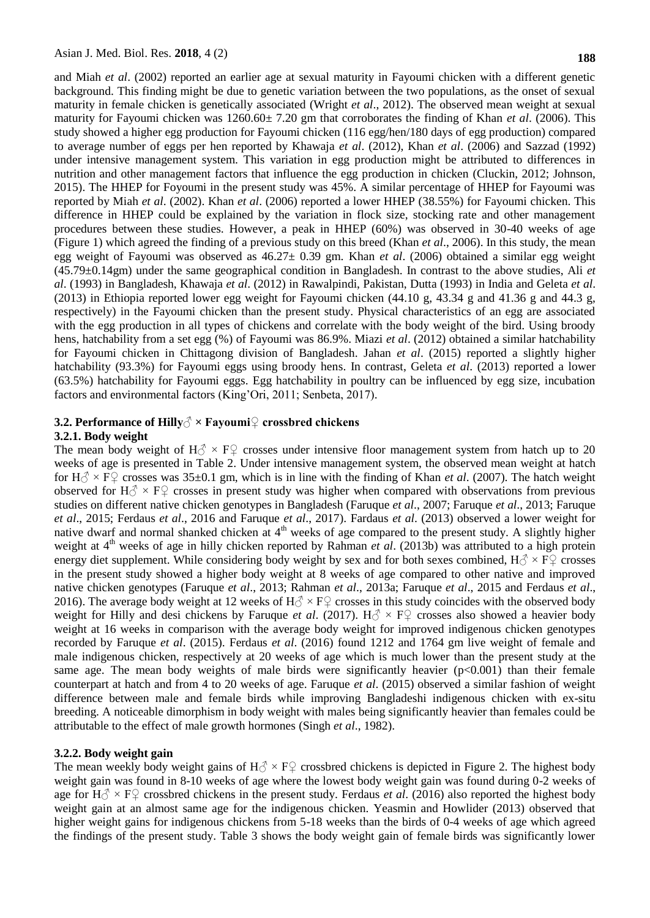and Miah *et al*. (2002) reported an earlier age at sexual maturity in Fayoumi chicken with a different genetic background. This finding might be due to genetic variation between the two populations, as the onset of sexual maturity in female chicken is genetically associated (Wright *et al*., 2012). The observed mean weight at sexual maturity for Fayoumi chicken was 1260.60± 7.20 gm that corroborates the finding of Khan *et al*. (2006). This study showed a higher egg production for Fayoumi chicken (116 egg/hen/180 days of egg production) compared to average number of eggs per hen reported by Khawaja *et al*. (2012), Khan *et al*. (2006) and Sazzad (1992) under intensive management system. This variation in egg production might be attributed to differences in nutrition and other management factors that influence the egg production in chicken (Cluckin, 2012; Johnson, 2015). The HHEP for Foyoumi in the present study was 45%. A similar percentage of HHEP for Fayoumi was reported by Miah *et al*. (2002). Khan *et al*. (2006) reported a lower HHEP (38.55%) for Fayoumi chicken. This difference in HHEP could be explained by the variation in flock size, stocking rate and other management procedures between these studies. However, a peak in HHEP (60%) was observed in 30-40 weeks of age (Figure 1) which agreed the finding of a previous study on this breed (Khan *et al*., 2006). In this study, the mean egg weight of Fayoumi was observed as 46.27± 0.39 gm. Khan *et al*. (2006) obtained a similar egg weight (45.79±0.14gm) under the same geographical condition in Bangladesh. In contrast to the above studies, Ali *et al*. (1993) in Bangladesh, Khawaja *et al*. (2012) in Rawalpindi, Pakistan, Dutta (1993) in India and Geleta *et al*. (2013) in Ethiopia reported lower egg weight for Fayoumi chicken (44.10 g, 43.34 g and 41.36 g and 44.3 g, respectively) in the Fayoumi chicken than the present study. Physical characteristics of an egg are associated with the egg production in all types of chickens and correlate with the body weight of the bird. Using broody hens, hatchability from a set egg (%) of Fayoumi was 86.9%. Miazi *et al*. (2012) obtained a similar hatchability for Fayoumi chicken in Chittagong division of Bangladesh. Jahan *et al*. (2015) reported a slightly higher hatchability (93.3%) for Fayoumi eggs using broody hens. In contrast, Geleta *et al*. (2013) reported a lower (63.5%) hatchability for Fayoumi eggs. Egg hatchability in poultry can be influenced by egg size, incubation factors and environmental factors (King'Ori, 2011; Senbeta, 2017).

### 3.2. Performance of Hilly♂ × Fayoumi♀ crossbred chickens

#### 3.2.1. Body weight

The mean body weight of H♂ × F♀ crosses under intensive floor management system from hatch up to 20 weeks of age is presented in Table 2. Under intensive management system, the observed mean weight at hatch for H♂ × F♀ crosses was 35±0.1 gm, which is in line with the finding of Khan *et al*. (2007). The hatch weight observed for H♂ × F♀ crosses in present study was higher when compared with observations from previous studies on different native chicken genotypes in Bangladesh (Faruque *et al*., 2007; Faruque *et al*., 2013; Faruque *et al*., 2015; Ferdaus *et al*., 2016 and Faruque *et al*., 2017). Fardaus *et al*. (2013) observed a lower weight for native dwarf and normal shanked chicken at 4th weeks of age compared to the present study. A slightly higher weight at 4th weeks of age in hilly chicken reported by Rahman *et al*. (2013b) was attributed to a high protein energy diet supplement. While considering body weight by sex and for both sexes combined, H♂ × F♀ crosses in the present study showed a higher body weight at 8 weeks of age compared to other native and improved native chicken genotypes (Faruque *et al*., 2013; Rahman *et al*., 2013a; Faruque *et al*., 2015 and Ferdaus *et al*., 2016). The average body weight at 12 weeks of H♂ × F♀ crosses in this study coincides with the observed body weight for Hilly and desi chickens by Faruque *et al*. (2017). H♂ × F♀ crosses also showed a heavier body weight at 16 weeks in comparison with the average body weight for improved indigenous chicken genotypes recorded by Faruque *et al*. (2015). Ferdaus *et al*. (2016) found 1212 and 1764 gm live weight of female and male indigenous chicken, respectively at 20 weeks of age which is much lower than the present study at the same age. The mean body weights of male birds were significantly heavier ($p<0.001$) than their female counterpart at hatch and from 4 to 20 weeks of age. Faruque *et al*. (2015) observed a similar fashion of weight difference between male and female birds while improving Bangladeshi indigenous chicken with ex-situ breeding. A noticeable dimorphism in body weight with males being significantly heavier than females could be attributable to the effect of male growth hormones (Singh *et al*., 1982).

#### 3.2.2. Body weight gain

The mean weekly body weight gains of H♂ × F♀ crossbred chickens is depicted in Figure 2. The highest body weight gain was found in 8-10 weeks of age where the lowest body weight gain was found during 0-2 weeks of age for H♂ × F♀ crossbred chickens in the present study. Ferdaus *et al*. (2016) also reported the highest body weight gain at an almost same age for the indigenous chicken. Yeasmin and Howlider (2013) observed that higher weight gains for indigenous chickens from 5-18 weeks than the birds of 0-4 weeks of age which agreed the findings of the present study. Table 3 shows the body weight gain of female birds was significantly lower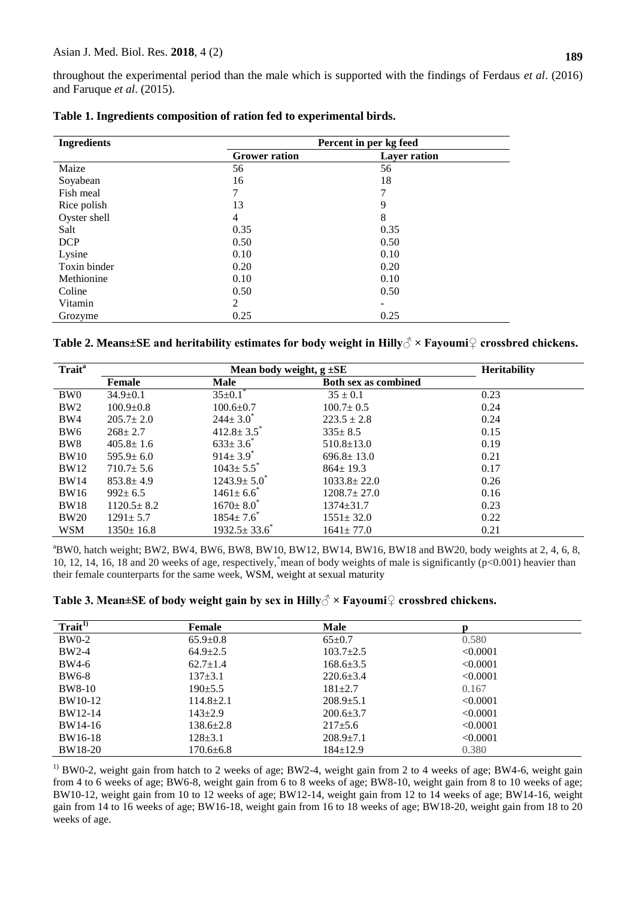throughout the experimental period than the male which is supported with the findings of Ferdaus *et al*. (2016) and Faruque *et al*. (2015).

**Table 1. Ingredients composition of ration fed to experimental birds.**

| Ingredients | Percent in per kg feed | |
|---|---|---|
| | **Grower ration** | **Layer ration** |
| Maize | 56 | 56 |
| Soyabean | 16 | 18 |
| Fish meal | 7 | 7 |
| Rice polish | 13 | 9 |
| Oyster shell | 4 | 8 |
| Salt | 0.35 | 0.35 |
| DCP | 0.50 | 0.50 |
| Lysine | 0.10 | 0.10 |
| Toxin binder | 0.20 | 0.20 |
| Methionine | 0.10 | 0.10 |
| Coline | 0.50 | 0.50 |
| Vitamin | 2 | - |
| Grozyme | 0.25 | 0.25 |

**Table 2. Means±SE and heritability estimates for body weight in Hilly♂ × Fayoumi♀ crossbred chickens.**

| Trait[a] | Mean body weight, g ±SE | | | Heritability |
|---|---|---|---|---|
| | **Female** | **Male** | **Both sex as combined** | |
| BW0 | 34.9±0.1 | 35±0.1* | 35 ± 0.1 | 0.23 |
| BW2 | 100.9±0.8 | 100.6±0.7 | 100.7± 0.5 | 0.24 |
| BW4 | 205.7± 2.0 | 244± 3.0* | 223.5 ± 2.8 | 0.24 |
| BW6 | 268± 2.7 | 412.8± 3.5* | 335± 8.5 | 0.15 |
| BW8 | 405.8± 1.6 | 633± 3.6* | 510.8±13.0 | 0.19 |
| BW10 | 595.9± 6.0 | 914± 3.9* | 696.8± 13.0 | 0.21 |
| BW12 | 710.7± 5.6 | 1043± 5.5* | 864± 19.3 | 0.17 |
| BW14 | 853.8± 4.9 | 1243.9± 5.0* | 1033.8± 22.0 | 0.26 |
| BW16 | 992± 6.5 | 1461± 6.6* | 1208.7± 27.0 | 0.16 |
| BW18 | 1120.5± 8.2 | 1670± 8.0* | 1374±31.7 | 0.23 |
| BW20 | 1291± 5.7 | 1854± 7.6* | 1551± 32.0 | 0.22 |
| WSM | 1350± 16.8 | 1932.5± 33.6* | 1641± 77.0 | 0.21 |

[a]BW0, hatch weight; BW2, BW4, BW6, BW8, BW10, BW12, BW14, BW16, BW18 and BW20, body weights at 2, 4, 6, 8, 10, 12, 14, 16, 18 and 20 weeks of age, respectively, *mean of body weights of male is significantly ($p<0.001$) heavier than their female counterparts for the same week, WSM, weight at sexual maturity

**Table 3. Mean±SE of body weight gain by sex in Hilly♂ × Fayoumi♀ crossbred chickens.**

| Trait[1)] | Female | Male | p |
|---|---|---|---|
| BW0-2 | 65.9±0.8 | 65±0.7 | 0.580 |
| BW2-4 | 64.9±2.5 | 103.7±2.5 | <0.0001 |
| BW4-6 | 62.7±1.4 | 168.6±3.5 | <0.0001 |
| BW6-8 | 137±3.1 | 220.6±3.4 | <0.0001 |
| BW8-10 | 190±5.5 | 181±2.7 | 0.167 |
| BW10-12 | 114.8±2.1 | 208.9±5.1 | <0.0001 |
| BW12-14 | 143±2.9 | 200.6±3.7 | <0.0001 |
| BW14-16 | 138.6±2.8 | 217±5.6 | <0.0001 |
| BW16-18 | 128±3.1 | 208.9±7.1 | <0.0001 |
| BW18-20 | 170.6±6.8 | 184±12.9 | 0.380 |

[1)] BW0-2, weight gain from hatch to 2 weeks of age; BW2-4, weight gain from 2 to 4 weeks of age; BW4-6, weight gain from 4 to 6 weeks of age; BW6-8, weight gain from 6 to 8 weeks of age; BW8-10, weight gain from 8 to 10 weeks of age; BW10-12, weight gain from 10 to 12 weeks of age; BW12-14, weight gain from 12 to 14 weeks of age; BW14-16, weight gain from 14 to 16 weeks of age; BW16-18, weight gain from 16 to 18 weeks of age; BW18-20, weight gain from 18 to 20 weeks of age.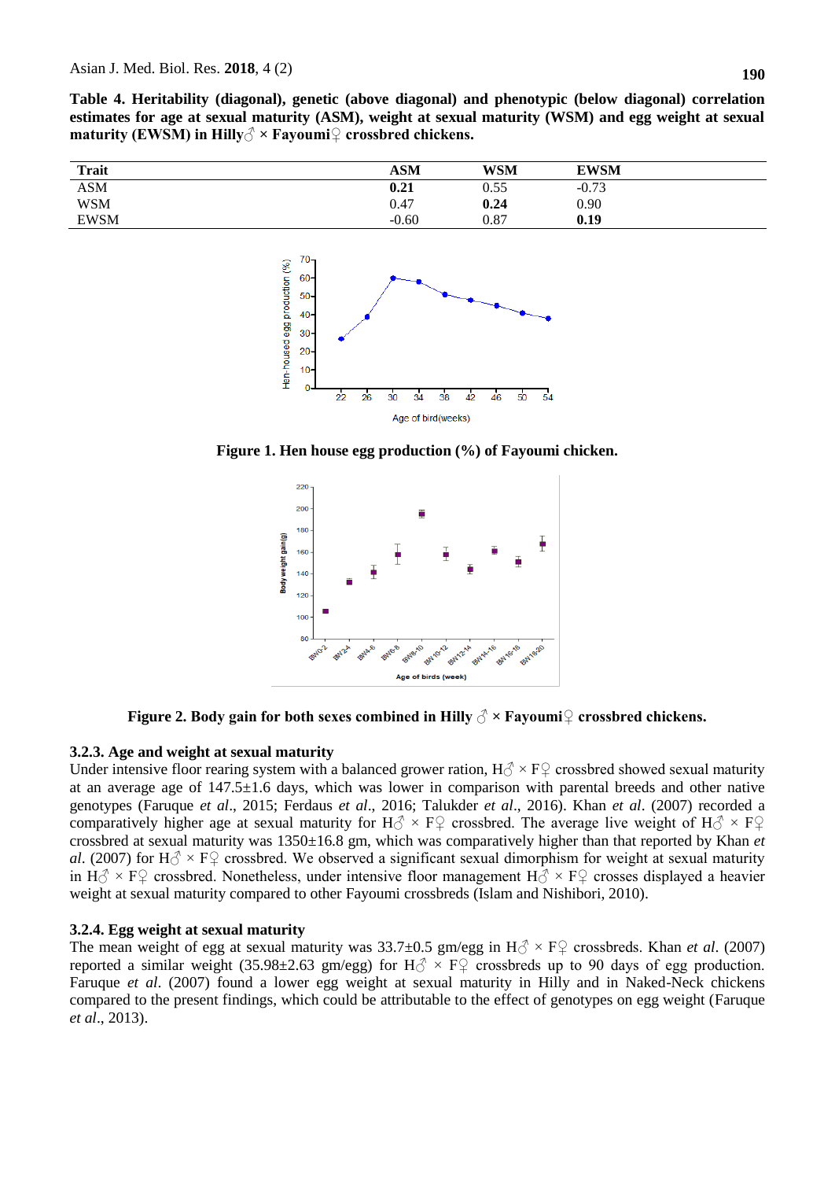**Table 4. Heritability (diagonal), genetic (above diagonal) and phenotypic (below diagonal) correlation estimates for age at sexual maturity (ASM), weight at sexual maturity (WSM) and egg weight at sexual maturity (EWSM) in Hilly♂ × Fayoumi♀ crossbred chickens.**

| Trait | ASM | WSM | EWSM |
|---|---|---|---|
| ASM | **0.21** | 0.55 | -0.73 |
| WSM | 0.47 | **0.24** | 0.90 |
| EWSM | -0.60 | 0.87 | **0.19** |

**Figure 1. Hen house egg production (%) of Fayoumi chicken.**

**Figure 2. Body gain for both sexes combined in Hilly ♂ × Fayoumi♀ crossbred chickens.**

### 3.2.3. Age and weight at sexual maturity

Under intensive floor rearing system with a balanced grower ration, H♂ × F♀ crossbred showed sexual maturity at an average age of 147.5±1.6 days, which was lower in comparison with parental breeds and other native genotypes (Faruque *et al*., 2015; Ferdaus *et al*., 2016; Talukder *et al*., 2016). Khan *et al*. (2007) recorded a comparatively higher age at sexual maturity for H♂ × F♀ crossbred. The average live weight of H♂ × F♀ crossbred at sexual maturity was 1350±16.8 gm, which was comparatively higher than that reported by Khan *et al*. (2007) for H♂ × F♀ crossbred. We observed a significant sexual dimorphism for weight at sexual maturity in H♂ × F♀ crossbred. Nonetheless, under intensive floor management H♂ × F♀ crosses displayed a heavier weight at sexual maturity compared to other Fayoumi crossbreds (Islam and Nishibori, 2010).

### 3.2.4. Egg weight at sexual maturity

The mean weight of egg at sexual maturity was 33.7±0.5 gm/egg in H♂ × F♀ crossbreds. Khan *et al*. (2007) reported a similar weight (35.98±2.63 gm/egg) for H♂ × F♀ crossbreds up to 90 days of egg production. Faruque *et al*. (2007) found a lower egg weight at sexual maturity in Hilly and in Naked-Neck chickens compared to the present findings, which could be attributable to the effect of genotypes on egg weight (Faruque *et al*., 2013).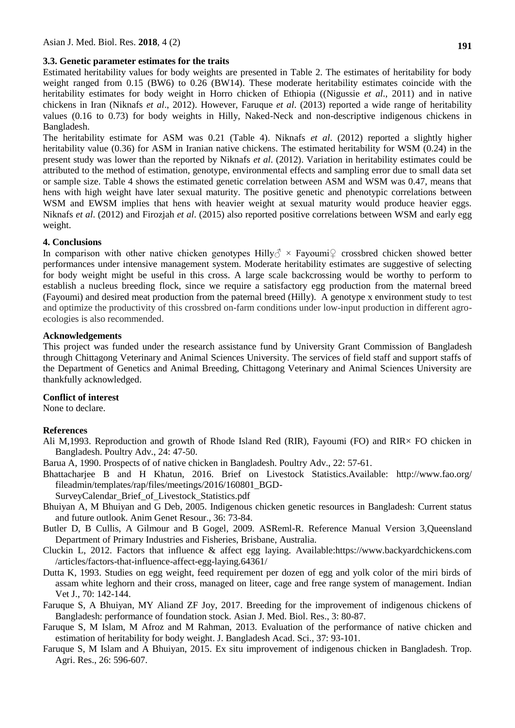### 3.3. Genetic parameter estimates for the traits

Estimated heritability values for body weights are presented in Table 2. The estimates of heritability for body weight ranged from 0.15 (BW6) to 0.26 (BW14). These moderate heritability estimates coincide with the heritability estimates for body weight in Horro chicken of Ethiopia ((Nigussie *et al*., 2011) and in native chickens in Iran (Niknafs *et al*., 2012). However, Faruque *et al*. (2013) reported a wide range of heritability values (0.16 to 0.73) for body weights in Hilly, Naked-Neck and non-descriptive indigenous chickens in Bangladesh.

The heritability estimate for ASM was 0.21 (Table 4). Niknafs *et al*. (2012) reported a slightly higher heritability value (0.36) for ASM in Iranian native chickens. The estimated heritability for WSM (0.24) in the present study was lower than the reported by Niknafs *et al*. (2012). Variation in heritability estimates could be attributed to the method of estimation, genotype, environmental effects and sampling error due to small data set or sample size. Table 4 shows the estimated genetic correlation between ASM and WSM was 0.47, means that hens with high weight have later sexual maturity. The positive genetic and phenotypic correlations between WSM and EWSM implies that hens with heavier weight at sexual maturity would produce heavier eggs. Niknafs *et al*. (2012) and Firozjah *et al*. (2015) also reported positive correlations between WSM and early egg weight.

## 4. Conclusions

In comparison with other native chicken genotypes Hilly♂ × Fayoumi♀ crossbred chicken showed better performances under intensive management system. Moderate heritability estimates are suggestive of selecting for body weight might be useful in this cross. A large scale backcrossing would be worthy to perform to establish a nucleus breeding flock, since we require a satisfactory egg production from the maternal breed (Fayoumi) and desired meat production from the paternal breed (Hilly). A genotype x environment study to test and optimize the productivity of this crossbred on-farm conditions under low-input production in different agro-ecologies is also recommended.

## Acknowledgements

This project was funded under the research assistance fund by University Grant Commission of Bangladesh through Chittagong Veterinary and Animal Sciences University. The services of field staff and support staffs of the Department of Genetics and Animal Breeding, Chittagong Veterinary and Animal Sciences University are thankfully acknowledged.

## Conflict of interest

None to declare.

## References

Ali M,1993. Reproduction and growth of Rhode Island Red (RIR), Fayoumi (FO) and RIR× FO chicken in Bangladesh. Poultry Adv., 24: 47-50.

Barua A, 1990. Prospects of of native chicken in Bangladesh. Poultry Adv., 22: 57-61.

Bhattacharjee B and H Khatun, 2016. Brief on Livestock Statistics.Available: http://www.fao.org/fileadmin/templates/rap/files/meetings/2016/160801_BGD-SurveyCalendar_Brief_of_Livestock_Statistics.pdf

Bhuiyan A, M Bhuiyan and G Deb, 2005. Indigenous chicken genetic resources in Bangladesh: Current status and future outlook. Anim Genet Resour., 36: 73-84.

Butler D, B Cullis, A Gilmour and B Gogel, 2009. ASReml-R. Reference Manual Version 3,Queensland Department of Primary Industries and Fisheries, Brisbane, Australia.

Cluckin L, 2012. Factors that influence & affect egg laying. Available:https://www.backyardchickens.com/articles/factors-that-influence-affect-egg-laying.64361/

Dutta K, 1993. Studies on egg weight, feed requirement per dozen of egg and yolk color of the miri birds of assam white leghorn and their cross, managed on liteer, cage and free range system of management. Indian Vet J., 70: 142-144.

Faruque S, A Bhuiyan, MY Aliand ZF Joy, 2017. Breeding for the improvement of indigenous chickens of Bangladesh: performance of foundation stock. Asian J. Med. Biol. Res., 3: 80-87.

Faruque S, M Islam, M Afroz and M Rahman, 2013. Evaluation of the performance of native chicken and estimation of heritability for body weight. J. Bangladesh Acad. Sci., 37: 93-101.

Faruque S, M Islam and A Bhuiyan, 2015. Ex situ improvement of indigenous chicken in Bangladesh. Trop. Agri. Res., 26: 596-607.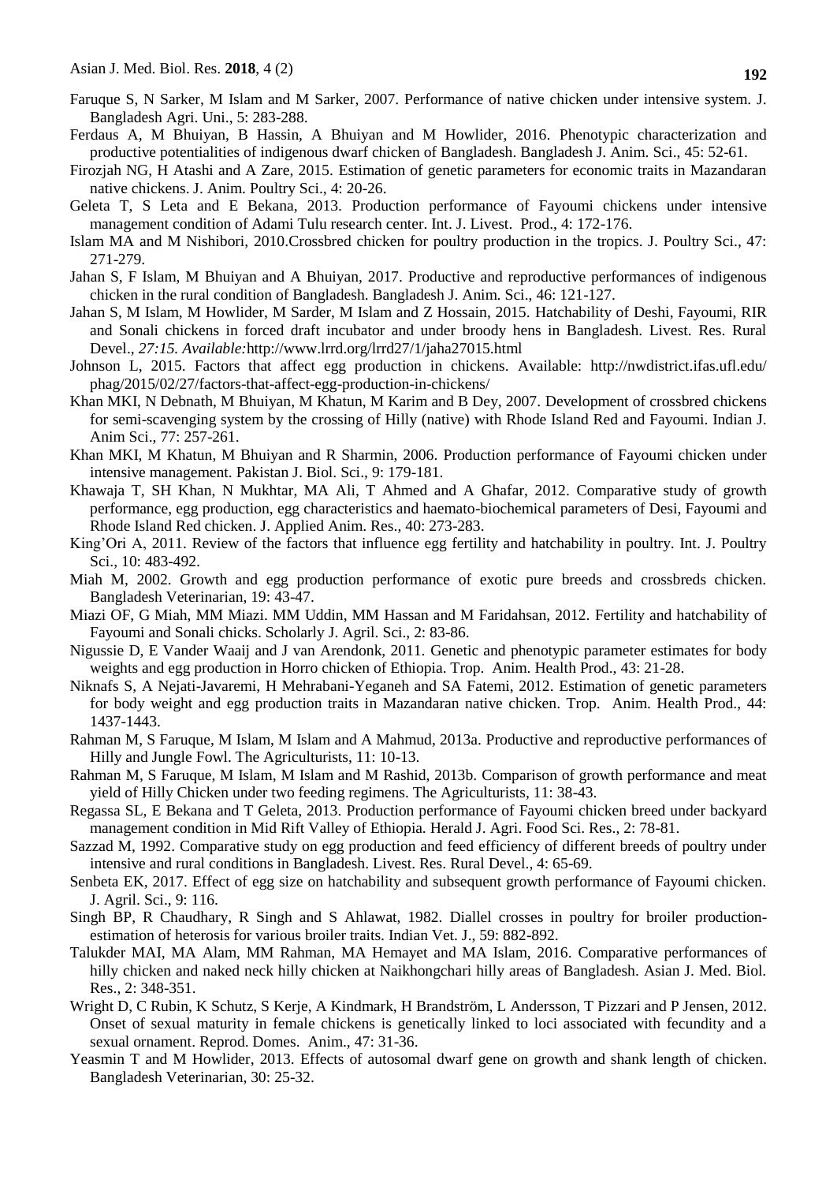Faruque S, N Sarker, M Islam and M Sarker, 2007. Performance of native chicken under intensive system. J. Bangladesh Agri. Uni., 5: 283-288.

Ferdaus A, M Bhuiyan, B Hassin, A Bhuiyan and M Howlider, 2016. Phenotypic characterization and productive potentialities of indigenous dwarf chicken of Bangladesh. Bangladesh J. Anim. Sci., 45: 52-61.

Firozjah NG, H Atashi and A Zare, 2015. Estimation of genetic parameters for economic traits in Mazandaran native chickens. J. Anim. Poultry Sci., 4: 20-26.

Geleta T, S Leta and E Bekana, 2013. Production performance of Fayoumi chickens under intensive management condition of Adami Tulu research center. Int. J. Livest. Prod., 4: 172-176.

Islam MA and M Nishibori, 2010.Crossbred chicken for poultry production in the tropics. J. Poultry Sci., 47: 271-279.

Jahan S, F Islam, M Bhuiyan and A Bhuiyan, 2017. Productive and reproductive performances of indigenous chicken in the rural condition of Bangladesh. Bangladesh J. Anim. Sci., 46: 121-127.

Jahan S, M Islam, M Howlider, M Sarder, M Islam and Z Hossain, 2015. Hatchability of Deshi, Fayoumi, RIR and Sonali chickens in forced draft incubator and under broody hens in Bangladesh. Livest. Res. Rural Devel., *27:15. Available:*http://www.lrrd.org/lrrd27/1/jaha27015.html

Johnson L, 2015. Factors that affect egg production in chickens. Available: http://nwdistrict.ifas.ufl.edu/phag/2015/02/27/factors-that-affect-egg-production-in-chickens/

Khan MKI, N Debnath, M Bhuiyan, M Khatun, M Karim and B Dey, 2007. Development of crossbred chickens for semi-scavenging system by the crossing of Hilly (native) with Rhode Island Red and Fayoumi. Indian J. Anim Sci., 77: 257-261.

Khan MKI, M Khatun, M Bhuiyan and R Sharmin, 2006. Production performance of Fayoumi chicken under intensive management. Pakistan J. Biol. Sci., 9: 179-181.

Khawaja T, SH Khan, N Mukhtar, MA Ali, T Ahmed and A Ghafar, 2012. Comparative study of growth performance, egg production, egg characteristics and haemato-biochemical parameters of Desi, Fayoumi and Rhode Island Red chicken. J. Applied Anim. Res., 40: 273-283.

King'Ori A, 2011. Review of the factors that influence egg fertility and hatchability in poultry. Int. J. Poultry Sci., 10: 483-492.

Miah M, 2002. Growth and egg production performance of exotic pure breeds and crossbreds chicken. Bangladesh Veterinarian, 19: 43-47.

Miazi OF, G Miah, MM Miazi. MM Uddin, MM Hassan and M Faridahsan, 2012. Fertility and hatchability of Fayoumi and Sonali chicks. Scholarly J. Agril. Sci., 2: 83-86.

Nigussie D, E Vander Waaij and J van Arendonk, 2011. Genetic and phenotypic parameter estimates for body weights and egg production in Horro chicken of Ethiopia. Trop. Anim. Health Prod., 43: 21-28.

Niknafs S, A Nejati-Javaremi, H Mehrabani-Yeganeh and SA Fatemi, 2012. Estimation of genetic parameters for body weight and egg production traits in Mazandaran native chicken. Trop. Anim. Health Prod., 44: 1437-1443.

Rahman M, S Faruque, M Islam, M Islam and A Mahmud, 2013a. Productive and reproductive performances of Hilly and Jungle Fowl. The Agriculturists, 11: 10-13.

Rahman M, S Faruque, M Islam, M Islam and M Rashid, 2013b. Comparison of growth performance and meat yield of Hilly Chicken under two feeding regimens. The Agriculturists, 11: 38-43.

Regassa SL, E Bekana and T Geleta, 2013. Production performance of Fayoumi chicken breed under backyard management condition in Mid Rift Valley of Ethiopia. Herald J. Agri. Food Sci. Res., 2: 78-81.

Sazzad M, 1992. Comparative study on egg production and feed efficiency of different breeds of poultry under intensive and rural conditions in Bangladesh. Livest. Res. Rural Devel., 4: 65-69.

Senbeta EK, 2017. Effect of egg size on hatchability and subsequent growth performance of Fayoumi chicken. J. Agril. Sci., 9: 116.

Singh BP, R Chaudhary, R Singh and S Ahlawat, 1982. Diallel crosses in poultry for broiler production-estimation of heterosis for various broiler traits. Indian Vet. J., 59: 882-892.

Talukder MAI, MA Alam, MM Rahman, MA Hemayet and MA Islam, 2016. Comparative performances of hilly chicken and naked neck hilly chicken at Naikhongchari hilly areas of Bangladesh. Asian J. Med. Biol. Res., 2: 348-351.

Wright D, C Rubin, K Schutz, S Kerje, A Kindmark, H Brandström, L Andersson, T Pizzari and P Jensen, 2012. Onset of sexual maturity in female chickens is genetically linked to loci associated with fecundity and a sexual ornament. Reprod. Domes. Anim., 47: 31-36.

Yeasmin T and M Howlider, 2013. Effects of autosomal dwarf gene on growth and shank length of chicken. Bangladesh Veterinarian, 30: 25-32.